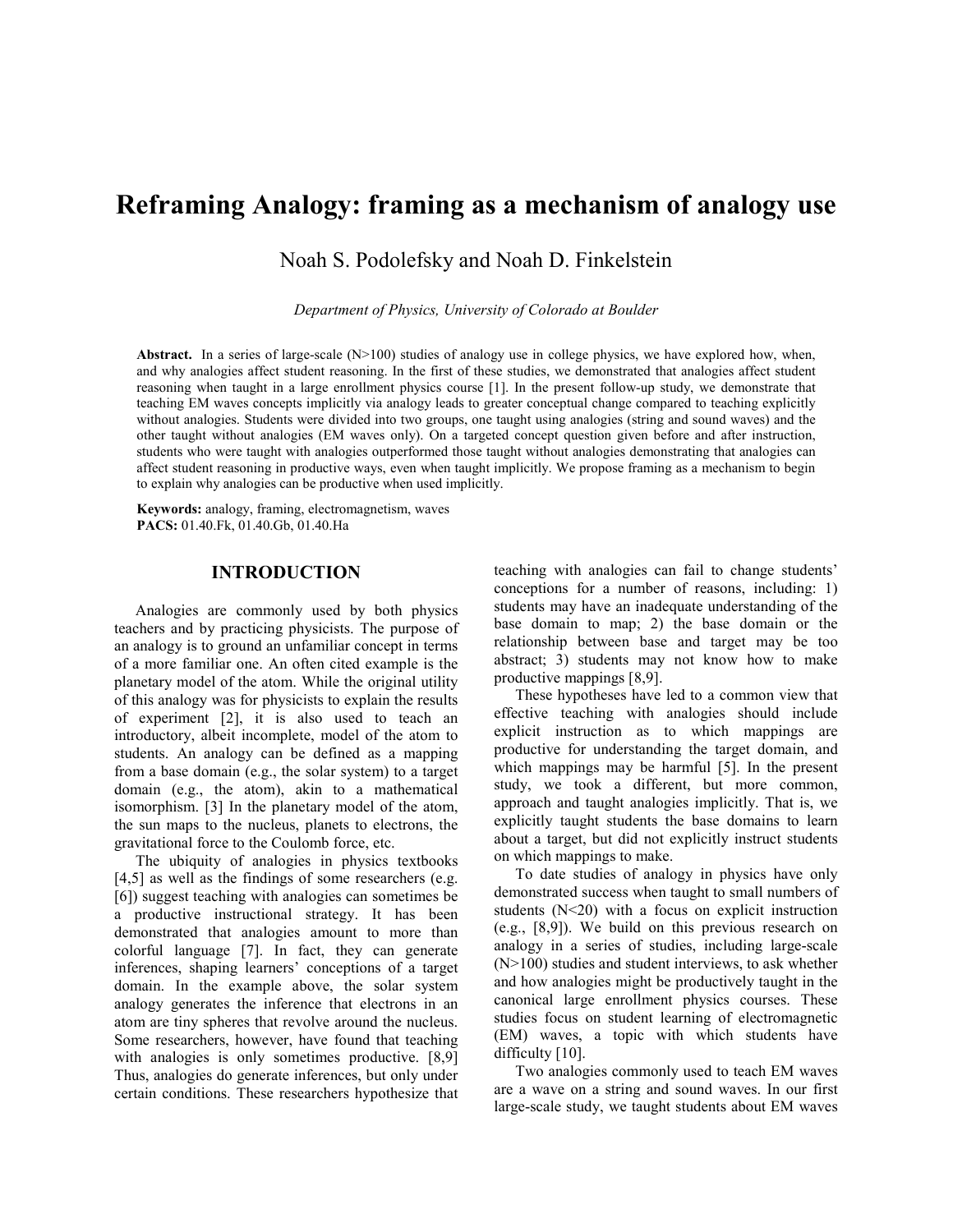# Reframing Analogy: framing as a mechanism of analogy use

Noah S. Podolefsky and Noah D. Finkelstein

*Department of Physics, University of Colorado at Boulder*

**Abstract.** In a series of large-scale (N>100) studies of analogy use in college physics, we have explored how, when, and why analogies affect student reasoning. In the first of these studies, we demonstrated that analogies affect student reasoning when taught in a large enrollment physics course [1]. In the present follow-up study, we demonstrate that teaching EM waves concepts implicitly via analogy leads to greater conceptual change compared to teaching explicitly without analogies. Students were divided into two groups, one taught using analogies (string and sound waves) and the other taught without analogies (EM waves only). On a targeted concept question given before and after instruction, students who were taught with analogies outperformed those taught without analogies demonstrating that analogies can affect student reasoning in productive ways, even when taught implicitly. We propose framing as a mechanism to begin to explain why analogies can be productive when used implicitly.

**Keywords:** analogy, framing, electromagnetism, waves
**PACS:** 01.40.Fk, 01.40.Gb, 01.40.Ha

## INTRODUCTION

Analogies are commonly used by both physics teachers and by practicing physicists. The purpose of an analogy is to ground an unfamiliar concept in terms of a more familiar one. An often cited example is the planetary model of the atom. While the original utility of this analogy was for physicists to explain the results of experiment [2], it is also used to teach an introductory, albeit incomplete, model of the atom to students. An analogy can be defined as a mapping from a base domain (e.g., the solar system) to a target domain (e.g., the atom), akin to a mathematical isomorphism. [3] In the planetary model of the atom, the sun maps to the nucleus, planets to electrons, the gravitational force to the Coulomb force, etc.

The ubiquity of analogies in physics textbooks [4,5] as well as the findings of some researchers (e.g. [6]) suggest teaching with analogies can sometimes be a productive instructional strategy. It has been demonstrated that analogies amount to more than colorful language [7]. In fact, they can generate inferences, shaping learners' conceptions of a target domain. In the example above, the solar system analogy generates the inference that electrons in an atom are tiny spheres that revolve around the nucleus. Some researchers, however, have found that teaching with analogies is only sometimes productive. [8,9] Thus, analogies do generate inferences, but only under certain conditions. These researchers hypothesize that teaching with analogies can fail to change students' conceptions for a number of reasons, including: 1) students may have an inadequate understanding of the base domain to map; 2) the base domain or the relationship between base and target may be too abstract; 3) students may not know how to make productive mappings [8,9].

These hypotheses have led to a common view that effective teaching with analogies should include explicit instruction as to which mappings are productive for understanding the target domain, and which mappings may be harmful [5]. In the present study, we took a different, but more common, approach and taught analogies implicitly. That is, we explicitly taught students the base domains to learn about a target, but did not explicitly instruct students on which mappings to make.

To date studies of analogy in physics have only demonstrated success when taught to small numbers of students (N<20) with a focus on explicit instruction (e.g., [8,9]). We build on this previous research on analogy in a series of studies, including large-scale (N>100) studies and student interviews, to ask whether and how analogies might be productively taught in the canonical large enrollment physics courses. These studies focus on student learning of electromagnetic (EM) waves, a topic with which students have difficulty [10].

Two analogies commonly used to teach EM waves are a wave on a string and sound waves. In our first large-scale study, we taught students about EM waves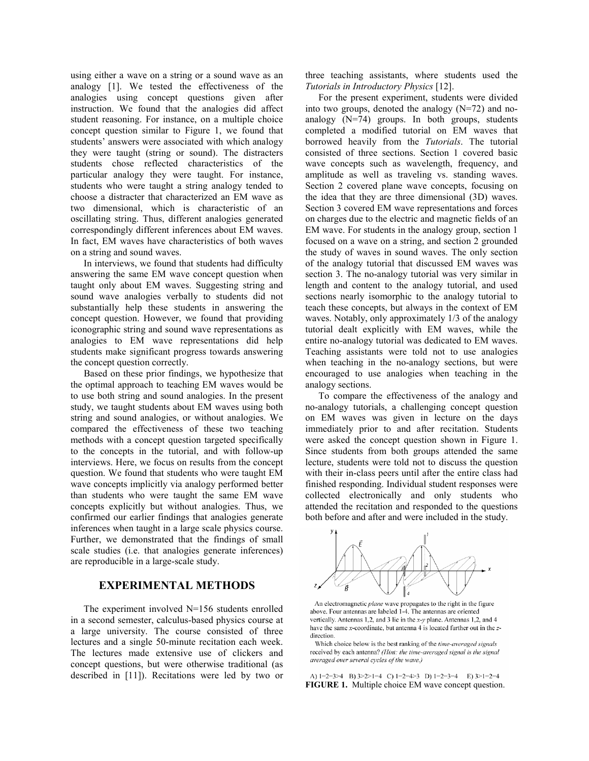using either a wave on a string or a sound wave as an analogy [1]. We tested the effectiveness of the analogies using concept questions given after instruction. We found that the analogies did affect student reasoning. For instance, on a multiple choice concept question similar to Figure 1, we found that students' answers were associated with which analogy they were taught (string or sound). The distracters students chose reflected characteristics of the particular analogy they were taught. For instance, students who were taught a string analogy tended to choose a distracter that characterized an EM wave as two dimensional, which is characteristic of an oscillating string. Thus, different analogies generated correspondingly different inferences about EM waves. In fact, EM waves have characteristics of both waves on a string and sound waves.

In interviews, we found that students had difficulty answering the same EM wave concept question when taught only about EM waves. Suggesting string and sound wave analogies verbally to students did not substantially help these students in answering the concept question. However, we found that providing iconographic string and sound wave representations as analogies to EM wave representations did help students make significant progress towards answering the concept question correctly.

Based on these prior findings, we hypothesize that the optimal approach to teaching EM waves would be to use both string and sound analogies. In the present study, we taught students about EM waves using both string and sound analogies, or without analogies. We compared the effectiveness of these two teaching methods with a concept question targeted specifically to the concepts in the tutorial, and with follow-up interviews. Here, we focus on results from the concept question. We found that students who were taught EM wave concepts implicitly via analogy performed better than students who were taught the same EM wave concepts explicitly but without analogies. Thus, we confirmed our earlier findings that analogies generate inferences when taught in a large scale physics course. Further, we demonstrated that the findings of small scale studies (i.e. that analogies generate inferences) are reproducible in a large-scale study.

## EXPERIMENTAL METHODS

The experiment involved N=156 students enrolled in a second semester, calculus-based physics course at a large university. The course consisted of three lectures and a single 50-minute recitation each week. The lectures made extensive use of clickers and concept questions, but were otherwise traditional (as described in [11]). Recitations were led by two or three teaching assistants, where students used the *Tutorials in Introductory Physics* [12].

For the present experiment, students were divided into two groups, denoted the analogy (N=72) and no-analogy (N=74) groups. In both groups, students completed a modified tutorial on EM waves that borrowed heavily from the *Tutorials*. The tutorial consisted of three sections. Section 1 covered basic wave concepts such as wavelength, frequency, and amplitude as well as traveling vs. standing waves. Section 2 covered plane wave concepts, focusing on the idea that they are three dimensional (3D) waves. Section 3 covered EM wave representations and forces on charges due to the electric and magnetic fields of an EM wave. For students in the analogy group, section 1 focused on a wave on a string, and section 2 grounded the study of waves in sound waves. The only section of the analogy tutorial that discussed EM waves was section 3. The no-analogy tutorial was very similar in length and content to the analogy tutorial, and used sections nearly isomorphic to the analogy tutorial to teach these concepts, but always in the context of EM waves. Notably, only approximately 1/3 of the analogy tutorial dealt explicitly with EM waves, while the entire no-analogy tutorial was dedicated to EM waves. Teaching assistants were told not to use analogies when teaching in the no-analogy sections, but were encouraged to use analogies when teaching in the analogy sections.

To compare the effectiveness of the analogy and no-analogy tutorials, a challenging concept question on EM waves was given in lecture on the days immediately prior to and after recitation. Students were asked the concept question shown in Figure 1. Since students from both groups attended the same lecture, students were told not to discuss the question with their in-class peers until after the entire class had finished responding. Individual student responses were collected electronically and only students who attended the recitation and responded to the questions both before and after and were included in the study.

y

$\vec{E}$

$\vec{B}$

x

z

1

2

3

4

An electromagnetic *plane* wave propagates to the right in the figure above. Four antennas are labeled 1-4. The antennas are oriented vertically. Antennas 1,2, and 3 lie in the *x-y* plane. Antennas 1,2, and 4 have the same *x*-coordinate, but antenna 4 is located further out in the *z*-direction.

Which choice below is the best ranking of the *time-averaged signals* received by each antenna? *(Hint: the time-averaged signal is the signal averaged over several cycles of the wave.)*

A) 1=2=3>4 B) 3>2>1=4 C) 1=2=4>3 D) 1=2=3=4 E) 3>1=2=4

**FIGURE 1.** Multiple choice EM wave concept question.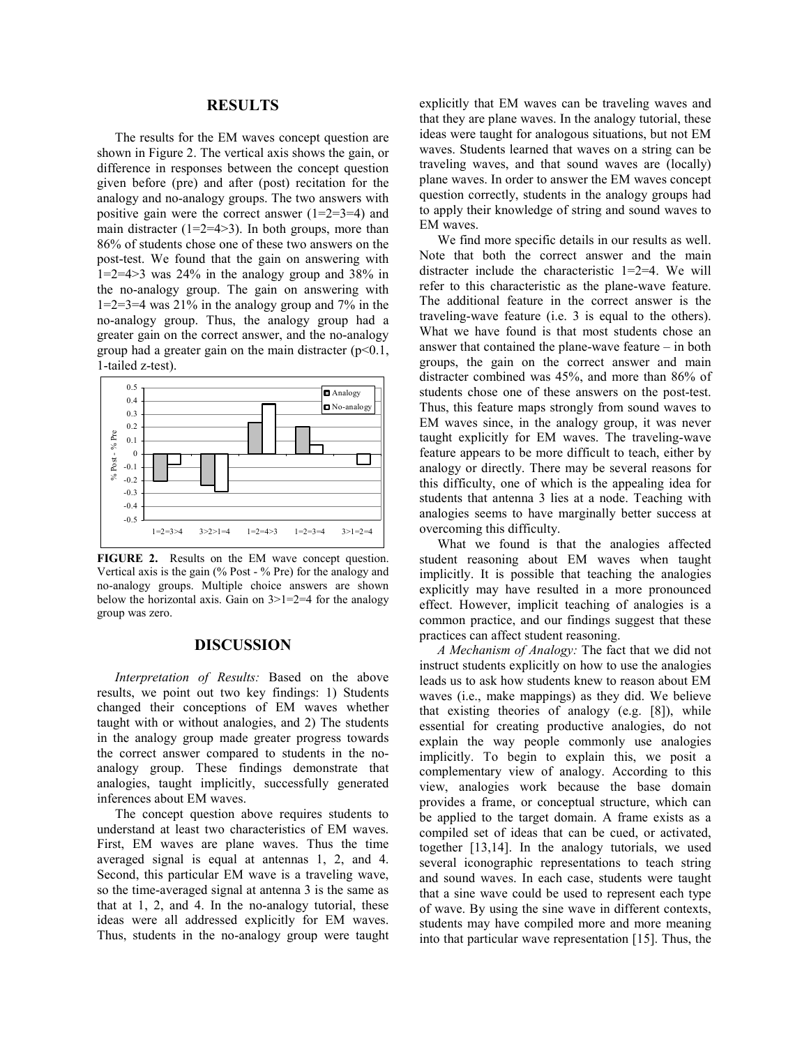## RESULTS

The results for the EM waves concept question are shown in Figure 2. The vertical axis shows the gain, or difference in responses between the concept question given before (pre) and after (post) recitation for the analogy and no-analogy groups. The two answers with positive gain were the correct answer (1=2=3=4) and main distracter (1=2=4>3). In both groups, more than 86% of students chose one of these two answers on the post-test. We found that the gain on answering with 1=2=4>3 was 24% in the analogy group and 38% in the no-analogy group. The gain on answering with 1=2=3=4 was 21% in the analogy group and 7% in the no-analogy group. Thus, the analogy group had a greater gain on the correct answer, and the no-analogy group had a greater gain on the main distracter ($p<0.1$, 1-tailed z-test).

**FIGURE 2.** Results on the EM wave concept question. Vertical axis is the gain (% Post - % Pre) for the analogy and no-analogy groups. Multiple choice answers are shown below the horizontal axis. Gain on 3>1=2=4 for the analogy group was zero.

## DISCUSSION

*Interpretation of Results:* Based on the above results, we point out two key findings: 1) Students changed their conceptions of EM waves whether taught with or without analogies, and 2) The students in the analogy group made greater progress towards the correct answer compared to students in the no-analogy group. These findings demonstrate that analogies, taught implicitly, successfully generated inferences about EM waves.

The concept question above requires students to understand at least two characteristics of EM waves. First, EM waves are plane waves. Thus the time averaged signal is equal at antennas 1, 2, and 4. Second, this particular EM wave is a traveling wave, so the time-averaged signal at antenna 3 is the same as that at 1, 2, and 4. In the no-analogy tutorial, these ideas were all addressed explicitly for EM waves. Thus, students in the no-analogy group were taught explicitly that EM waves can be traveling waves and that they are plane waves. In the analogy tutorial, these ideas were taught for analogous situations, but not EM waves. Students learned that waves on a string can be traveling waves, and that sound waves are (locally) plane waves. In order to answer the EM waves concept question correctly, students in the analogy groups had to apply their knowledge of string and sound waves to EM waves.

We find more specific details in our results as well. Note that both the correct answer and the main distracter include the characteristic 1=2=4. We will refer to this characteristic as the plane-wave feature. The additional feature in the correct answer is the traveling-wave feature (i.e. 3 is equal to the others). What we have found is that most students chose an answer that contained the plane-wave feature – in both groups, the gain on the correct answer and main distracter combined was 45%, and more than 86% of students chose one of these answers on the post-test. Thus, this feature maps strongly from sound waves to EM waves since, in the analogy group, it was never taught explicitly for EM waves. The traveling-wave feature appears to be more difficult to teach, either by analogy or directly. There may be several reasons for this difficulty, one of which is the appealing idea for students that antenna 3 lies at a node. Teaching with analogies seems to have marginally better success at overcoming this difficulty.

What we found is that the analogies affected student reasoning about EM waves when taught implicitly. It is possible that teaching the analogies explicitly may have resulted in a more pronounced effect. However, implicit teaching of analogies is a common practice, and our findings suggest that these practices can affect student reasoning.

*A Mechanism of Analogy:* The fact that we did not instruct students explicitly on how to use the analogies leads us to ask how students knew to reason about EM waves (i.e., make mappings) as they did. We believe that existing theories of analogy (e.g. [8]), while essential for creating productive analogies, do not explain the way people commonly use analogies implicitly. To begin to explain this, we posit a complementary view of analogy. According to this view, analogies work because the base domain provides a frame, or conceptual structure, which can be applied to the target domain. A frame exists as a compiled set of ideas that can be cued, or activated, together [13,14]. In the analogy tutorials, we used several iconographic representations to teach string and sound waves. In each case, students were taught that a sine wave could be used to represent each type of wave. By using the sine wave in different contexts, students may have compiled more and more meaning into that particular wave representation [15]. Thus, the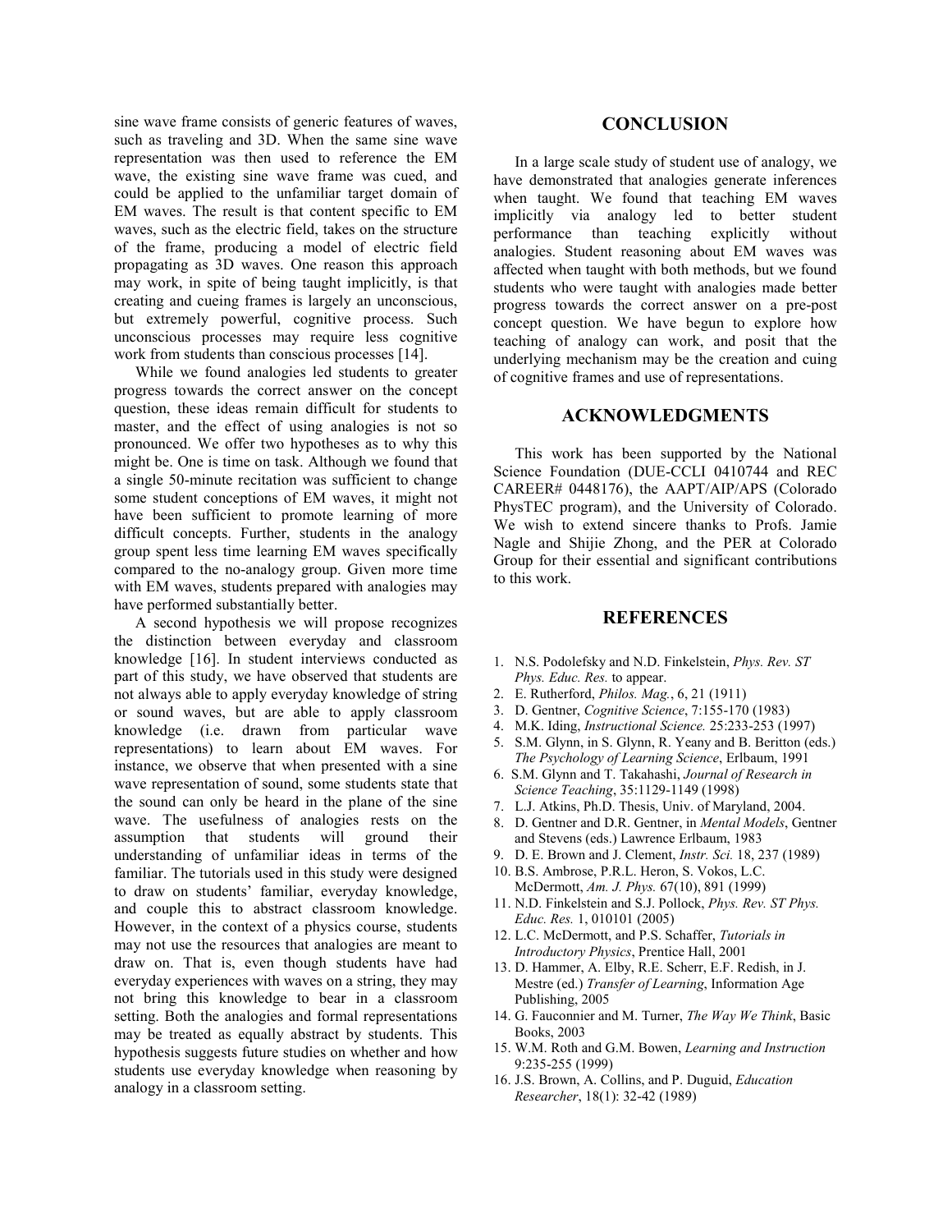sine wave frame consists of generic features of waves, such as traveling and 3D. When the same sine wave representation was then used to reference the EM wave, the existing sine wave frame was cued, and could be applied to the unfamiliar target domain of EM waves. The result is that content specific to EM waves, such as the electric field, takes on the structure of the frame, producing a model of electric field propagating as 3D waves. One reason this approach may work, in spite of being taught implicitly, is that creating and cueing frames is largely an unconscious, but extremely powerful, cognitive process. Such unconscious processes may require less cognitive work from students than conscious processes [14].

While we found analogies led students to greater progress towards the correct answer on the concept question, these ideas remain difficult for students to master, and the effect of using analogies is not so pronounced. We offer two hypotheses as to why this might be. One is time on task. Although we found that a single 50-minute recitation was sufficient to change some student conceptions of EM waves, it might not have been sufficient to promote learning of more difficult concepts. Further, students in the analogy group spent less time learning EM waves specifically compared to the no-analogy group. Given more time with EM waves, students prepared with analogies may have performed substantially better.

A second hypothesis we will propose recognizes the distinction between everyday and classroom knowledge [16]. In student interviews conducted as part of this study, we have observed that students are not always able to apply everyday knowledge of string or sound waves, but are able to apply classroom knowledge (i.e. drawn from particular wave representations) to learn about EM waves. For instance, we observe that when presented with a sine wave representation of sound, some students state that the sound can only be heard in the plane of the sine wave. The usefulness of analogies rests on the assumption that students will ground their understanding of unfamiliar ideas in terms of the familiar. The tutorials used in this study were designed to draw on students' familiar, everyday knowledge, and couple this to abstract classroom knowledge. However, in the context of a physics course, students may not use the resources that analogies are meant to draw on. That is, even though students have had everyday experiences with waves on a string, they may not bring this knowledge to bear in a classroom setting. Both the analogies and formal representations may be treated as equally abstract by students. This hypothesis suggests future studies on whether and how students use everyday knowledge when reasoning by analogy in a classroom setting.

## CONCLUSION

In a large scale study of student use of analogy, we have demonstrated that analogies generate inferences when taught. We found that teaching EM waves implicitly via analogy led to better student performance than teaching explicitly without analogies. Student reasoning about EM waves was affected when taught with both methods, but we found students who were taught with analogies made better progress towards the correct answer on a pre-post concept question. We have begun to explore how teaching of analogy can work, and posit that the underlying mechanism may be the creation and cuing of cognitive frames and use of representations.

## ACKNOWLEDGMENTS

This work has been supported by the National Science Foundation (DUE-CCLI 0410744 and REC CAREER# 0448176), the AAPT/AIP/APS (Colorado PhysTEC program), and the University of Colorado. We wish to extend sincere thanks to Profs. Jamie Nagle and Shijie Zhong, and the PER at Colorado Group for their essential and significant contributions to this work.

## REFERENCES

1. N.S. Podolefsky and N.D. Finkelstein, *Phys. Rev. ST Phys. Educ. Res.* to appear.
2. E. Rutherford, *Philos. Mag.*, 6, 21 (1911)
3. D. Gentner, *Cognitive Science*, 7:155-170 (1983)
4. M.K. Iding, *Instructional Science.* 25:233-253 (1997)
5. S.M. Glynn, in S. Glynn, R. Yeany and B. Beritton (eds.) *The Psychology of Learning Science*, Erlbaum, 1991
6. S.M. Glynn and T. Takahashi, *Journal of Research in Science Teaching*, 35:1129-1149 (1998)
7. L.J. Atkins, Ph.D. Thesis, Univ. of Maryland, 2004.
8. D. Gentner and D.R. Gentner, in *Mental Models*, Gentner and Stevens (eds.) Lawrence Erlbaum, 1983
9. D. E. Brown and J. Clement, *Instr. Sci.* 18, 237 (1989)
10. B.S. Ambrose, P.R.L. Heron, S. Vokos, L.C. McDermott, *Am. J. Phys.* 67(10), 891 (1999)
11. N.D. Finkelstein and S.J. Pollock, *Phys. Rev. ST Phys. Educ. Res.* 1, 010101 (2005)
12. L.C. McDermott, and P.S. Schaffer, *Tutorials in Introductory Physics*, Prentice Hall, 2001
13. D. Hammer, A. Elby, R.E. Scherr, E.F. Redish, in J. Mestre (ed.) *Transfer of Learning*, Information Age Publishing, 2005
14. G. Fauconnier and M. Turner, *The Way We Think*, Basic Books, 2003
15. W.M. Roth and G.M. Bowen, *Learning and Instruction* 9:235-255 (1999)
16. J.S. Brown, A. Collins, and P. Duguid, *Education Researcher*, 18(1): 32-42 (1989)